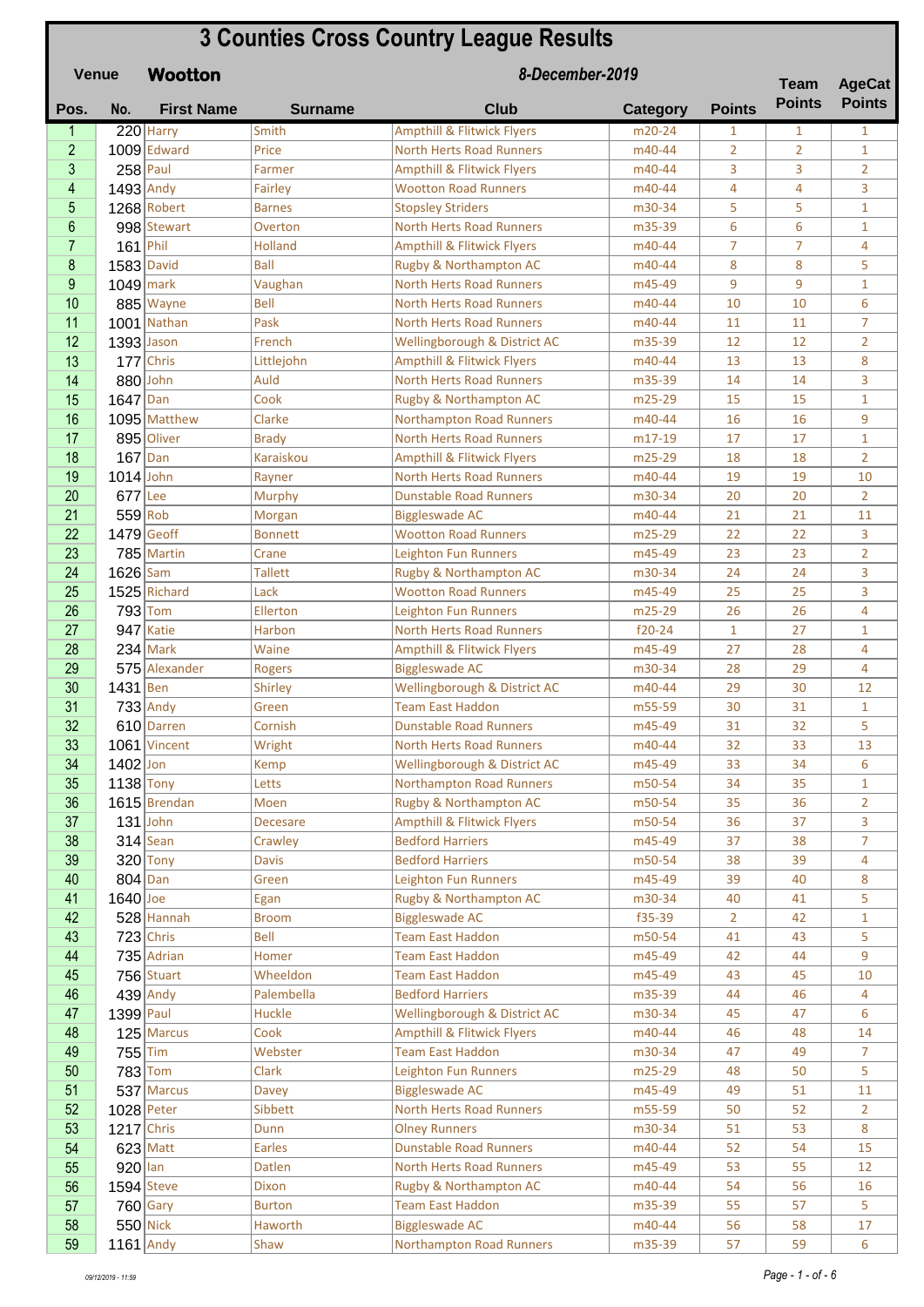# 3 Counties Cross Country League Results

**Venue** **Wootton** *8-December-2019*

| Pos. | No. | First Name | Surname | Club | Category | Points | Team Points | AgeCat Points |
|---|---|---|---|---|---|---|---|---|
| 1 | 220 | Harry | Smith | Ampthill & Flitwick Flyers | m20-24 | 1 | 1 | 1 |
| 2 | 1009 | Edward | Price | North Herts Road Runners | m40-44 | 2 | 2 | 1 |
| 3 | 258 | Paul | Farmer | Ampthill & Flitwick Flyers | m40-44 | 3 | 3 | 2 |
| 4 | 1493 | Andy | Fairley | Wootton Road Runners | m40-44 | 4 | 4 | 3 |
| 5 | 1268 | Robert | Barnes | Stopsley Striders | m30-34 | 5 | 5 | 1 |
| 6 | 998 | Stewart | Overton | North Herts Road Runners | m35-39 | 6 | 6 | 1 |
| 7 | 161 | Phil | Holland | Ampthill & Flitwick Flyers | m40-44 | 7 | 7 | 4 |
| 8 | 1583 | David | Ball | Rugby & Northampton AC | m40-44 | 8 | 8 | 5 |
| 9 | 1049 | mark | Vaughan | North Herts Road Runners | m45-49 | 9 | 9 | 1 |
| 10 | 885 | Wayne | Bell | North Herts Road Runners | m40-44 | 10 | 10 | 6 |
| 11 | 1001 | Nathan | Pask | North Herts Road Runners | m40-44 | 11 | 11 | 7 |
| 12 | 1393 | Jason | French | Wellingborough & District AC | m35-39 | 12 | 12 | 2 |
| 13 | 177 | Chris | Littlejohn | Ampthill & Flitwick Flyers | m40-44 | 13 | 13 | 8 |
| 14 | 880 | John | Auld | North Herts Road Runners | m35-39 | 14 | 14 | 3 |
| 15 | 1647 | Dan | Cook | Rugby & Northampton AC | m25-29 | 15 | 15 | 1 |
| 16 | 1095 | Matthew | Clarke | Northampton Road Runners | m40-44 | 16 | 16 | 9 |
| 17 | 895 | Oliver | Brady | North Herts Road Runners | m17-19 | 17 | 17 | 1 |
| 18 | 167 | Dan | Karaiskou | Ampthill & Flitwick Flyers | m25-29 | 18 | 18 | 2 |
| 19 | 1014 | John | Rayner | North Herts Road Runners | m40-44 | 19 | 19 | 10 |
| 20 | 677 | Lee | Murphy | Dunstable Road Runners | m30-34 | 20 | 20 | 2 |
| 21 | 559 | Rob | Morgan | Biggleswade AC | m40-44 | 21 | 21 | 11 |
| 22 | 1479 | Geoff | Bonnett | Wootton Road Runners | m25-29 | 22 | 22 | 3 |
| 23 | 785 | Martin | Crane | Leighton Fun Runners | m45-49 | 23 | 23 | 2 |
| 24 | 1626 | Sam | Tallett | Rugby & Northampton AC | m30-34 | 24 | 24 | 3 |
| 25 | 1525 | Richard | Lack | Wootton Road Runners | m45-49 | 25 | 25 | 3 |
| 26 | 793 | Tom | Ellerton | Leighton Fun Runners | m25-29 | 26 | 26 | 4 |
| 27 | 947 | Katie | Harbon | North Herts Road Runners | f20-24 | 1 | 27 | 1 |
| 28 | 234 | Mark | Waine | Ampthill & Flitwick Flyers | m45-49 | 27 | 28 | 4 |
| 29 | 575 | Alexander | Rogers | Biggleswade AC | m30-34 | 28 | 29 | 4 |
| 30 | 1431 | Ben | Shirley | Wellingborough & District AC | m40-44 | 29 | 30 | 12 |
| 31 | 733 | Andy | Green | Team East Haddon | m55-59 | 30 | 31 | 1 |
| 32 | 610 | Darren | Cornish | Dunstable Road Runners | m45-49 | 31 | 32 | 5 |
| 33 | 1061 | Vincent | Wright | North Herts Road Runners | m40-44 | 32 | 33 | 13 |
| 34 | 1402 | Jon | Kemp | Wellingborough & District AC | m45-49 | 33 | 34 | 6 |
| 35 | 1138 | Tony | Letts | Northampton Road Runners | m50-54 | 34 | 35 | 1 |
| 36 | 1615 | Brendan | Moen | Rugby & Northampton AC | m50-54 | 35 | 36 | 2 |
| 37 | 131 | John | Decesare | Ampthill & Flitwick Flyers | m50-54 | 36 | 37 | 3 |
| 38 | 314 | Sean | Crawley | Bedford Harriers | m45-49 | 37 | 38 | 7 |
| 39 | 320 | Tony | Davis | Bedford Harriers | m50-54 | 38 | 39 | 4 |
| 40 | 804 | Dan | Green | Leighton Fun Runners | m45-49 | 39 | 40 | 8 |
| 41 | 1640 | Joe | Egan | Rugby & Northampton AC | m30-34 | 40 | 41 | 5 |
| 42 | 528 | Hannah | Broom | Biggleswade AC | f35-39 | 2 | 42 | 1 |
| 43 | 723 | Chris | Bell | Team East Haddon | m50-54 | 41 | 43 | 5 |
| 44 | 735 | Adrian | Homer | Team East Haddon | m45-49 | 42 | 44 | 9 |
| 45 | 756 | Stuart | Wheeldon | Team East Haddon | m45-49 | 43 | 45 | 10 |
| 46 | 439 | Andy | Palembella | Bedford Harriers | m35-39 | 44 | 46 | 4 |
| 47 | 1399 | Paul | Huckle | Wellingborough & District AC | m30-34 | 45 | 47 | 6 |
| 48 | 125 | Marcus | Cook | Ampthill & Flitwick Flyers | m40-44 | 46 | 48 | 14 |
| 49 | 755 | Tim | Webster | Team East Haddon | m30-34 | 47 | 49 | 7 |
| 50 | 783 | Tom | Clark | Leighton Fun Runners | m25-29 | 48 | 50 | 5 |
| 51 | 537 | Marcus | Davey | Biggleswade AC | m45-49 | 49 | 51 | 11 |
| 52 | 1028 | Peter | Sibbett | North Herts Road Runners | m55-59 | 50 | 52 | 2 |
| 53 | 1217 | Chris | Dunn | Olney Runners | m30-34 | 51 | 53 | 8 |
| 54 | 623 | Matt | Earles | Dunstable Road Runners | m40-44 | 52 | 54 | 15 |
| 55 | 920 | Ian | Datlen | North Herts Road Runners | m45-49 | 53 | 55 | 12 |
| 56 | 1594 | Steve | Dixon | Rugby & Northampton AC | m40-44 | 54 | 56 | 16 |
| 57 | 760 | Gary | Burton | Team East Haddon | m35-39 | 55 | 57 | 5 |
| 58 | 550 | Nick | Haworth | Biggleswade AC | m40-44 | 56 | 58 | 17 |
| 59 | 1161 | Andy | Shaw | Northampton Road Runners | m35-39 | 57 | 59 | 6 |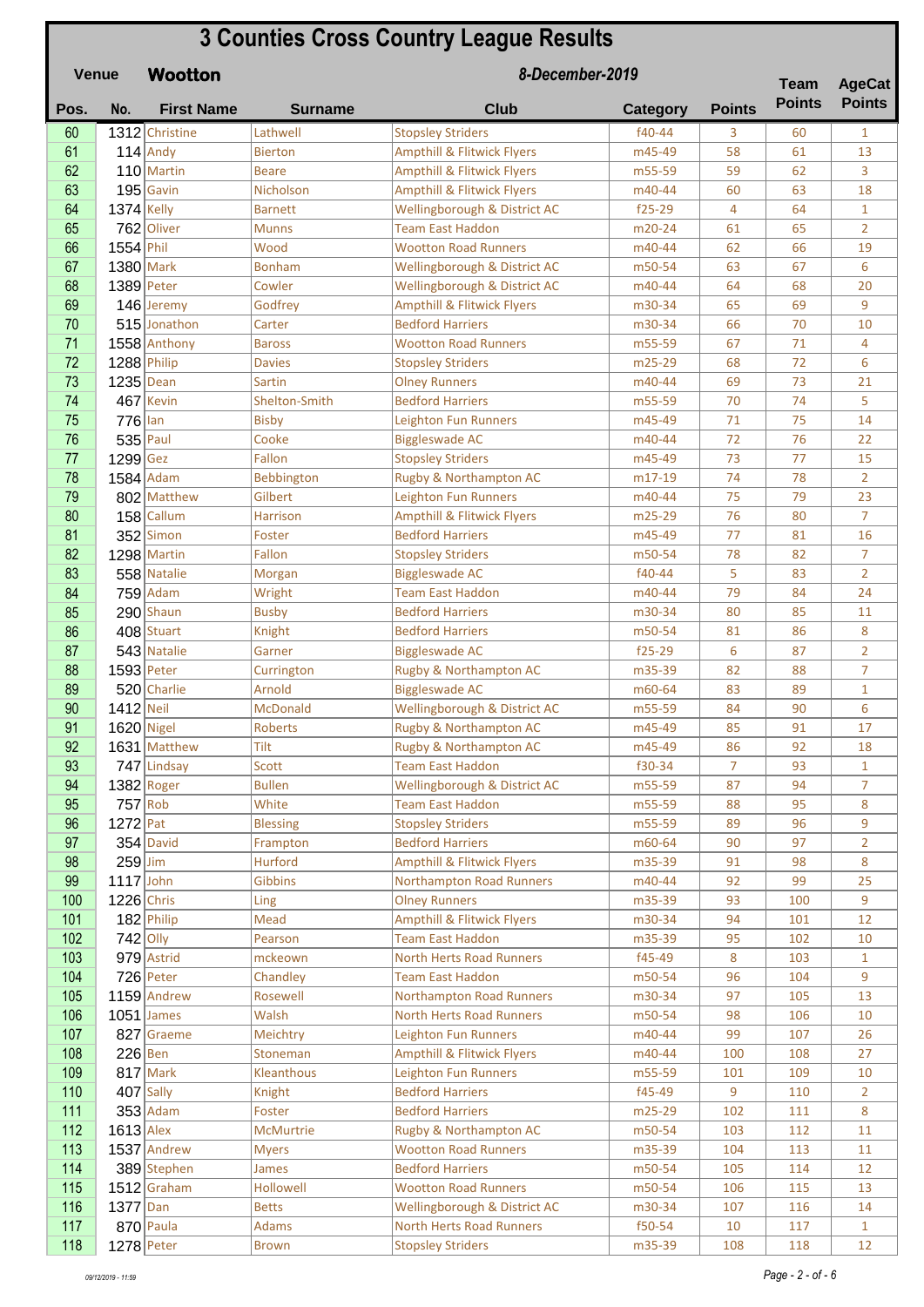# 3 Counties Cross Country League Results

**Venue** **Wootton** *8-December-2019*

| Pos. | No. | First Name | Surname | Club | Category | Points | Team Points | AgeCat Points |
|---|---|---|---|---|---|---|---|---|
| 60 | 1312 | Christine | Lathwell | Stopsley Striders | f40-44 | 3 | 60 | 1 |
| 61 | 114 | Andy | Bierton | Ampthill & Flitwick Flyers | m45-49 | 58 | 61 | 13 |
| 62 | 110 | Martin | Beare | Ampthill & Flitwick Flyers | m55-59 | 59 | 62 | 3 |
| 63 | 195 | Gavin | Nicholson | Ampthill & Flitwick Flyers | m40-44 | 60 | 63 | 18 |
| 64 | 1374 | Kelly | Barnett | Wellingborough & District AC | f25-29 | 4 | 64 | 1 |
| 65 | 762 | Oliver | Munns | Team East Haddon | m20-24 | 61 | 65 | 2 |
| 66 | 1554 | Phil | Wood | Wootton Road Runners | m40-44 | 62 | 66 | 19 |
| 67 | 1380 | Mark | Bonham | Wellingborough & District AC | m50-54 | 63 | 67 | 6 |
| 68 | 1389 | Peter | Cowler | Wellingborough & District AC | m40-44 | 64 | 68 | 20 |
| 69 | 146 | Jeremy | Godfrey | Ampthill & Flitwick Flyers | m30-34 | 65 | 69 | 9 |
| 70 | 515 | Jonathon | Carter | Bedford Harriers | m30-34 | 66 | 70 | 10 |
| 71 | 1558 | Anthony | Baross | Wootton Road Runners | m55-59 | 67 | 71 | 4 |
| 72 | 1288 | Philip | Davies | Stopsley Striders | m25-29 | 68 | 72 | 6 |
| 73 | 1235 | Dean | Sartin | Olney Runners | m40-44 | 69 | 73 | 21 |
| 74 | 467 | Kevin | Shelton-Smith | Bedford Harriers | m55-59 | 70 | 74 | 5 |
| 75 | 776 | Ian | Bisby | Leighton Fun Runners | m45-49 | 71 | 75 | 14 |
| 76 | 535 | Paul | Cooke | Biggleswade AC | m40-44 | 72 | 76 | 22 |
| 77 | 1299 | Gez | Fallon | Stopsley Striders | m45-49 | 73 | 77 | 15 |
| 78 | 1584 | Adam | Bebbington | Rugby & Northampton AC | m17-19 | 74 | 78 | 2 |
| 79 | 802 | Matthew | Gilbert | Leighton Fun Runners | m40-44 | 75 | 79 | 23 |
| 80 | 158 | Callum | Harrison | Ampthill & Flitwick Flyers | m25-29 | 76 | 80 | 7 |
| 81 | 352 | Simon | Foster | Bedford Harriers | m45-49 | 77 | 81 | 16 |
| 82 | 1298 | Martin | Fallon | Stopsley Striders | m50-54 | 78 | 82 | 7 |
| 83 | 558 | Natalie | Morgan | Biggleswade AC | f40-44 | 5 | 83 | 2 |
| 84 | 759 | Adam | Wright | Team East Haddon | m40-44 | 79 | 84 | 24 |
| 85 | 290 | Shaun | Busby | Bedford Harriers | m30-34 | 80 | 85 | 11 |
| 86 | 408 | Stuart | Knight | Bedford Harriers | m50-54 | 81 | 86 | 8 |
| 87 | 543 | Natalie | Garner | Biggleswade AC | f25-29 | 6 | 87 | 2 |
| 88 | 1593 | Peter | Currington | Rugby & Northampton AC | m35-39 | 82 | 88 | 7 |
| 89 | 520 | Charlie | Arnold | Biggleswade AC | m60-64 | 83 | 89 | 1 |
| 90 | 1412 | Neil | McDonald | Wellingborough & District AC | m55-59 | 84 | 90 | 6 |
| 91 | 1620 | Nigel | Roberts | Rugby & Northampton AC | m45-49 | 85 | 91 | 17 |
| 92 | 1631 | Matthew | Tilt | Rugby & Northampton AC | m45-49 | 86 | 92 | 18 |
| 93 | 747 | Lindsay | Scott | Team East Haddon | f30-34 | 7 | 93 | 1 |
| 94 | 1382 | Roger | Bullen | Wellingborough & District AC | m55-59 | 87 | 94 | 7 |
| 95 | 757 | Rob | White | Team East Haddon | m55-59 | 88 | 95 | 8 |
| 96 | 1272 | Pat | Blessing | Stopsley Striders | m55-59 | 89 | 96 | 9 |
| 97 | 354 | David | Frampton | Bedford Harriers | m60-64 | 90 | 97 | 2 |
| 98 | 259 | Jim | Hurford | Ampthill & Flitwick Flyers | m35-39 | 91 | 98 | 8 |
| 99 | 1117 | John | Gibbins | Northampton Road Runners | m40-44 | 92 | 99 | 25 |
| 100 | 1226 | Chris | Ling | Olney Runners | m35-39 | 93 | 100 | 9 |
| 101 | 182 | Philip | Mead | Ampthill & Flitwick Flyers | m30-34 | 94 | 101 | 12 |
| 102 | 742 | Olly | Pearson | Team East Haddon | m35-39 | 95 | 102 | 10 |
| 103 | 979 | Astrid | mckeown | North Herts Road Runners | f45-49 | 8 | 103 | 1 |
| 104 | 726 | Peter | Chandley | Team East Haddon | m50-54 | 96 | 104 | 9 |
| 105 | 1159 | Andrew | Rosewell | Northampton Road Runners | m30-34 | 97 | 105 | 13 |
| 106 | 1051 | James | Walsh | North Herts Road Runners | m50-54 | 98 | 106 | 10 |
| 107 | 827 | Graeme | Meichtry | Leighton Fun Runners | m40-44 | 99 | 107 | 26 |
| 108 | 226 | Ben | Stoneman | Ampthill & Flitwick Flyers | m40-44 | 100 | 108 | 27 |
| 109 | 817 | Mark | Kleanthous | Leighton Fun Runners | m55-59 | 101 | 109 | 10 |
| 110 | 407 | Sally | Knight | Bedford Harriers | f45-49 | 9 | 110 | 2 |
| 111 | 353 | Adam | Foster | Bedford Harriers | m25-29 | 102 | 111 | 8 |
| 112 | 1613 | Alex | McMurtrie | Rugby & Northampton AC | m50-54 | 103 | 112 | 11 |
| 113 | 1537 | Andrew | Myers | Wootton Road Runners | m35-39 | 104 | 113 | 11 |
| 114 | 389 | Stephen | James | Bedford Harriers | m50-54 | 105 | 114 | 12 |
| 115 | 1512 | Graham | Hollowell | Wootton Road Runners | m50-54 | 106 | 115 | 13 |
| 116 | 1377 | Dan | Betts | Wellingborough & District AC | m30-34 | 107 | 116 | 14 |
| 117 | 870 | Paula | Adams | North Herts Road Runners | f50-54 | 10 | 117 | 1 |
| 118 | 1278 | Peter | Brown | Stopsley Striders | m35-39 | 108 | 118 | 12 |

09/12/2019 - 11:59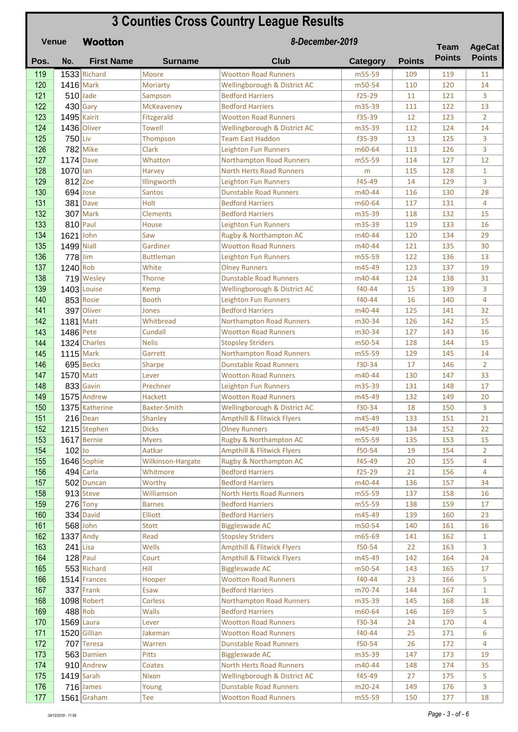# 3 Counties Cross Country League Results

**Venue** **Wootton** *8-December-2019*

| Pos. | No. | First Name | Surname | Club | Category | Points | Team Points | AgeCat Points |
|---|---|---|---|---|---|---|---|---|
| 119 | 1533 | Richard | Moore | Wootton Road Runners | m55-59 | 109 | 119 | 11 |
| 120 | 1416 | Mark | Moriarty | Wellingborough & District AC | m50-54 | 110 | 120 | 14 |
| 121 | 510 | Jade | Sampson | Bedford Harriers | f25-29 | 11 | 121 | 3 |
| 122 | 430 | Gary | McKeaveney | Bedford Harriers | m35-39 | 111 | 122 | 13 |
| 123 | 1495 | Kairit | Fitzgerald | Wootton Road Runners | f35-39 | 12 | 123 | 2 |
| 124 | 1436 | Oliver | Towell | Wellingborough & District AC | m35-39 | 112 | 124 | 14 |
| 125 | 750 | Liv | Thompson | Team East Haddon | f35-39 | 13 | 125 | 3 |
| 126 | 782 | Mike | Clark | Leighton Fun Runners | m60-64 | 113 | 126 | 3 |
| 127 | 1174 | Dave | Whatton | Northampton Road Runners | m55-59 | 114 | 127 | 12 |
| 128 | 1070 | Ian | Harvey | North Herts Road Runners | m | 115 | 128 | 1 |
| 129 | 812 | Zoe | Illingworth | Leighton Fun Runners | f45-49 | 14 | 129 | 3 |
| 130 | 694 | Jose | Santos | Dunstable Road Runners | m40-44 | 116 | 130 | 28 |
| 131 | 381 | Dave | Holt | Bedford Harriers | m60-64 | 117 | 131 | 4 |
| 132 | 307 | Mark | Clements | Bedford Harriers | m35-39 | 118 | 132 | 15 |
| 133 | 810 | Paul | House | Leighton Fun Runners | m35-39 | 119 | 133 | 16 |
| 134 | 1621 | John | Saw | Rugby & Northampton AC | m40-44 | 120 | 134 | 29 |
| 135 | 1499 | Niall | Gardiner | Wootton Road Runners | m40-44 | 121 | 135 | 30 |
| 136 | 778 | Jim | Buttleman | Leighton Fun Runners | m55-59 | 122 | 136 | 13 |
| 137 | 1240 | Rob | White | Olney Runners | m45-49 | 123 | 137 | 19 |
| 138 | 719 | Wesley | Thorne | Dunstable Road Runners | m40-44 | 124 | 138 | 31 |
| 139 | 1403 | Louise | Kemp | Wellingborough & District AC | f40-44 | 15 | 139 | 3 |
| 140 | 853 | Rosie | Booth | Leighton Fun Runners | f40-44 | 16 | 140 | 4 |
| 141 | 397 | Oliver | Jones | Bedford Harriers | m40-44 | 125 | 141 | 32 |
| 142 | 1181 | Matt | Whitbread | Northampton Road Runners | m30-34 | 126 | 142 | 15 |
| 143 | 1486 | Pete | Cundall | Wootton Road Runners | m30-34 | 127 | 143 | 16 |
| 144 | 1324 | Charles | Nelis | Stopsley Striders | m50-54 | 128 | 144 | 15 |
| 145 | 1115 | Mark | Garrett | Northampton Road Runners | m55-59 | 129 | 145 | 14 |
| 146 | 695 | Becks | Sharpe | Dunstable Road Runners | f30-34 | 17 | 146 | 2 |
| 147 | 1570 | Matt | Lever | Wootton Road Runners | m40-44 | 130 | 147 | 33 |
| 148 | 833 | Gavin | Prechner | Leighton Fun Runners | m35-39 | 131 | 148 | 17 |
| 149 | 1575 | Andrew | Hackett | Wootton Road Runners | m45-49 | 132 | 149 | 20 |
| 150 | 1375 | Katherine | Baxter-Smith | Wellingborough & District AC | f30-34 | 18 | 150 | 3 |
| 151 | 216 | Dean | Shanley | Ampthill & Flitwick Flyers | m45-49 | 133 | 151 | 21 |
| 152 | 1215 | Stephen | Dicks | Olney Runners | m45-49 | 134 | 152 | 22 |
| 153 | 1617 | Bernie | Myers | Rugby & Northampton AC | m55-59 | 135 | 153 | 15 |
| 154 | 102 | Jo | Aatkar | Ampthill & Flitwick Flyers | f50-54 | 19 | 154 | 2 |
| 155 | 1646 | Sophie | Wilkinson-Hargate | Rugby & Northampton AC | f45-49 | 20 | 155 | 4 |
| 156 | 494 | Carla | Whitmore | Bedford Harriers | f25-29 | 21 | 156 | 4 |
| 157 | 502 | Duncan | Worthy | Bedford Harriers | m40-44 | 136 | 157 | 34 |
| 158 | 913 | Steve | Williamson | North Herts Road Runners | m55-59 | 137 | 158 | 16 |
| 159 | 276 | Tony | Barnes | Bedford Harriers | m55-59 | 138 | 159 | 17 |
| 160 | 334 | David | Elliott | Bedford Harriers | m45-49 | 139 | 160 | 23 |
| 161 | 568 | John | Stott | Biggleswade AC | m50-54 | 140 | 161 | 16 |
| 162 | 1337 | Andy | Read | Stopsley Striders | m65-69 | 141 | 162 | 1 |
| 163 | 241 | Lisa | Wells | Ampthill & Flitwick Flyers | f50-54 | 22 | 163 | 3 |
| 164 | 128 | Paul | Court | Ampthill & Flitwick Flyers | m45-49 | 142 | 164 | 24 |
| 165 | 553 | Richard | Hill | Biggleswade AC | m50-54 | 143 | 165 | 17 |
| 166 | 1514 | Frances | Hooper | Wootton Road Runners | f40-44 | 23 | 166 | 5 |
| 167 | 337 | Frank | Esaw | Bedford Harriers | m70-74 | 144 | 167 | 1 |
| 168 | 1098 | Robert | Corless | Northampton Road Runners | m35-39 | 145 | 168 | 18 |
| 169 | 488 | Rob | Walls | Bedford Harriers | m60-64 | 146 | 169 | 5 |
| 170 | 1569 | Laura | Lever | Wootton Road Runners | f30-34 | 24 | 170 | 4 |
| 171 | 1520 | Gillian | Jakeman | Wootton Road Runners | f40-44 | 25 | 171 | 6 |
| 172 | 707 | Teresa | Warren | Dunstable Road Runners | f50-54 | 26 | 172 | 4 |
| 173 | 563 | Damien | Pitts | Biggleswade AC | m35-39 | 147 | 173 | 19 |
| 174 | 910 | Andrew | Coates | North Herts Road Runners | m40-44 | 148 | 174 | 35 |
| 175 | 1419 | Sarah | Nixon | Wellingborough & District AC | f45-49 | 27 | 175 | 5 |
| 176 | 716 | James | Young | Dunstable Road Runners | m20-24 | 149 | 176 | 3 |
| 177 | 1561 | Graham | Tee | Wootton Road Runners | m55-59 | 150 | 177 | 18 |

09/12/2019 - 11:59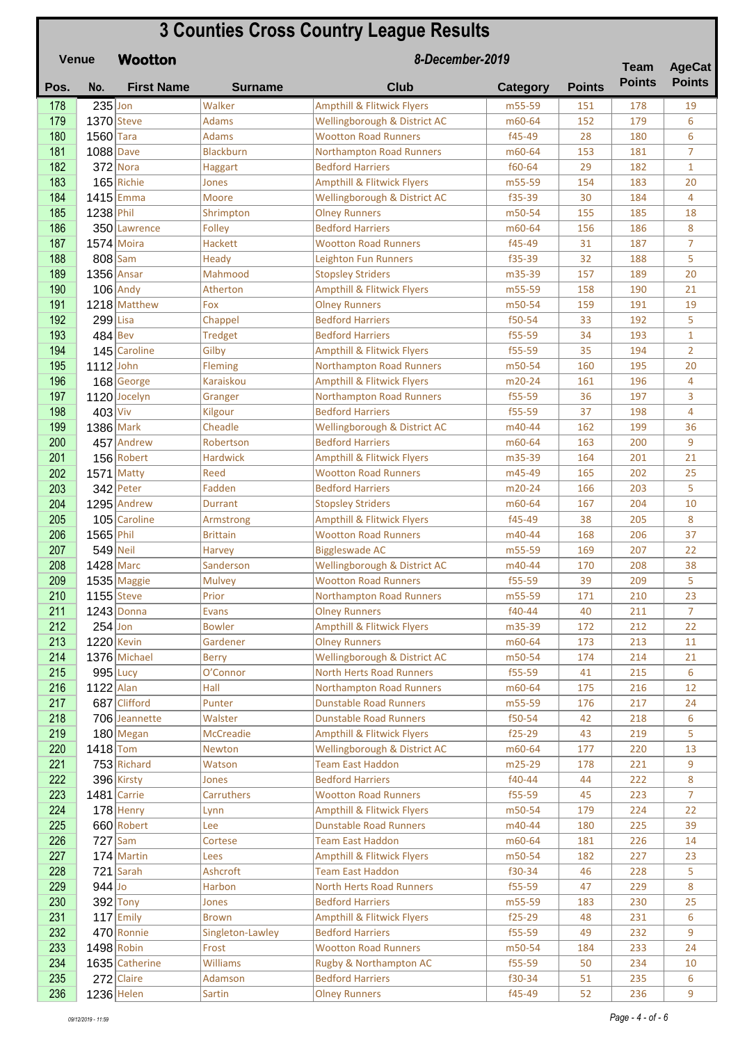# 3 Counties Cross Country League Results

**Venue** **Wootton** *8-December-2019*

| Pos. | No. | First Name | Surname | Club | Category | Points | Team Points | AgeCat Points |
|---|---|---|---|---|---|---|---|---|
| 178 | 235 | Jon | Walker | Ampthill & Flitwick Flyers | m55-59 | 151 | 178 | 19 |
| 179 | 1370 | Steve | Adams | Wellingborough & District AC | m60-64 | 152 | 179 | 6 |
| 180 | 1560 | Tara | Adams | Wootton Road Runners | f45-49 | 28 | 180 | 6 |
| 181 | 1088 | Dave | Blackburn | Northampton Road Runners | m60-64 | 153 | 181 | 7 |
| 182 | 372 | Nora | Haggart | Bedford Harriers | f60-64 | 29 | 182 | 1 |
| 183 | 165 | Richie | Jones | Ampthill & Flitwick Flyers | m55-59 | 154 | 183 | 20 |
| 184 | 1415 | Emma | Moore | Wellingborough & District AC | f35-39 | 30 | 184 | 4 |
| 185 | 1238 | Phil | Shrimpton | Olney Runners | m50-54 | 155 | 185 | 18 |
| 186 | 350 | Lawrence | Folley | Bedford Harriers | m60-64 | 156 | 186 | 8 |
| 187 | 1574 | Moira | Hackett | Wootton Road Runners | f45-49 | 31 | 187 | 7 |
| 188 | 808 | Sam | Heady | Leighton Fun Runners | f35-39 | 32 | 188 | 5 |
| 189 | 1356 | Ansar | Mahmood | Stopsley Striders | m35-39 | 157 | 189 | 20 |
| 190 | 106 | Andy | Atherton | Ampthill & Flitwick Flyers | m55-59 | 158 | 190 | 21 |
| 191 | 1218 | Matthew | Fox | Olney Runners | m50-54 | 159 | 191 | 19 |
| 192 | 299 | Lisa | Chappel | Bedford Harriers | f50-54 | 33 | 192 | 5 |
| 193 | 484 | Bev | Tredget | Bedford Harriers | f55-59 | 34 | 193 | 1 |
| 194 | 145 | Caroline | Gilby | Ampthill & Flitwick Flyers | f55-59 | 35 | 194 | 2 |
| 195 | 1112 | John | Fleming | Northampton Road Runners | m50-54 | 160 | 195 | 20 |
| 196 | 168 | George | Karaiskou | Ampthill & Flitwick Flyers | m20-24 | 161 | 196 | 4 |
| 197 | 1120 | Jocelyn | Granger | Northampton Road Runners | f55-59 | 36 | 197 | 3 |
| 198 | 403 | Viv | Kilgour | Bedford Harriers | f55-59 | 37 | 198 | 4 |
| 199 | 1386 | Mark | Cheadle | Wellingborough & District AC | m40-44 | 162 | 199 | 36 |
| 200 | 457 | Andrew | Robertson | Bedford Harriers | m60-64 | 163 | 200 | 9 |
| 201 | 156 | Robert | Hardwick | Ampthill & Flitwick Flyers | m35-39 | 164 | 201 | 21 |
| 202 | 1571 | Matty | Reed | Wootton Road Runners | m45-49 | 165 | 202 | 25 |
| 203 | 342 | Peter | Fadden | Bedford Harriers | m20-24 | 166 | 203 | 5 |
| 204 | 1295 | Andrew | Durrant | Stopsley Striders | m60-64 | 167 | 204 | 10 |
| 205 | 105 | Caroline | Armstrong | Ampthill & Flitwick Flyers | f45-49 | 38 | 205 | 8 |
| 206 | 1565 | Phil | Brittain | Wootton Road Runners | m40-44 | 168 | 206 | 37 |
| 207 | 549 | Neil | Harvey | Biggleswade AC | m55-59 | 169 | 207 | 22 |
| 208 | 1428 | Marc | Sanderson | Wellingborough & District AC | m40-44 | 170 | 208 | 38 |
| 209 | 1535 | Maggie | Mulvey | Wootton Road Runners | f55-59 | 39 | 209 | 5 |
| 210 | 1155 | Steve | Prior | Northampton Road Runners | m55-59 | 171 | 210 | 23 |
| 211 | 1243 | Donna | Evans | Olney Runners | f40-44 | 40 | 211 | 7 |
| 212 | 254 | Jon | Bowler | Ampthill & Flitwick Flyers | m35-39 | 172 | 212 | 22 |
| 213 | 1220 | Kevin | Gardener | Olney Runners | m60-64 | 173 | 213 | 11 |
| 214 | 1376 | Michael | Berry | Wellingborough & District AC | m50-54 | 174 | 214 | 21 |
| 215 | 995 | Lucy | O'Connor | North Herts Road Runners | f55-59 | 41 | 215 | 6 |
| 216 | 1122 | Alan | Hall | Northampton Road Runners | m60-64 | 175 | 216 | 12 |
| 217 | 687 | Clifford | Punter | Dunstable Road Runners | m55-59 | 176 | 217 | 24 |
| 218 | 706 | Jeannette | Walster | Dunstable Road Runners | f50-54 | 42 | 218 | 6 |
| 219 | 180 | Megan | McCreadie | Ampthill & Flitwick Flyers | f25-29 | 43 | 219 | 5 |
| 220 | 1418 | Tom | Newton | Wellingborough & District AC | m60-64 | 177 | 220 | 13 |
| 221 | 753 | Richard | Watson | Team East Haddon | m25-29 | 178 | 221 | 9 |
| 222 | 396 | Kirsty | Jones | Bedford Harriers | f40-44 | 44 | 222 | 8 |
| 223 | 1481 | Carrie | Carruthers | Wootton Road Runners | f55-59 | 45 | 223 | 7 |
| 224 | 178 | Henry | Lynn | Ampthill & Flitwick Flyers | m50-54 | 179 | 224 | 22 |
| 225 | 660 | Robert | Lee | Dunstable Road Runners | m40-44 | 180 | 225 | 39 |
| 226 | 727 | Sam | Cortese | Team East Haddon | m60-64 | 181 | 226 | 14 |
| 227 | 174 | Martin | Lees | Ampthill & Flitwick Flyers | m50-54 | 182 | 227 | 23 |
| 228 | 721 | Sarah | Ashcroft | Team East Haddon | f30-34 | 46 | 228 | 5 |
| 229 | 944 | Jo | Harbon | North Herts Road Runners | f55-59 | 47 | 229 | 8 |
| 230 | 392 | Tony | Jones | Bedford Harriers | m55-59 | 183 | 230 | 25 |
| 231 | 117 | Emily | Brown | Ampthill & Flitwick Flyers | f25-29 | 48 | 231 | 6 |
| 232 | 470 | Ronnie | Singleton-Lawley | Bedford Harriers | f55-59 | 49 | 232 | 9 |
| 233 | 1498 | Robin | Frost | Wootton Road Runners | m50-54 | 184 | 233 | 24 |
| 234 | 1635 | Catherine | Williams | Rugby & Northampton AC | f55-59 | 50 | 234 | 10 |
| 235 | 272 | Claire | Adamson | Bedford Harriers | f30-34 | 51 | 235 | 6 |
| 236 | 1236 | Helen | Sartin | Olney Runners | f45-49 | 52 | 236 | 9 |

09/12/2019 - 11:59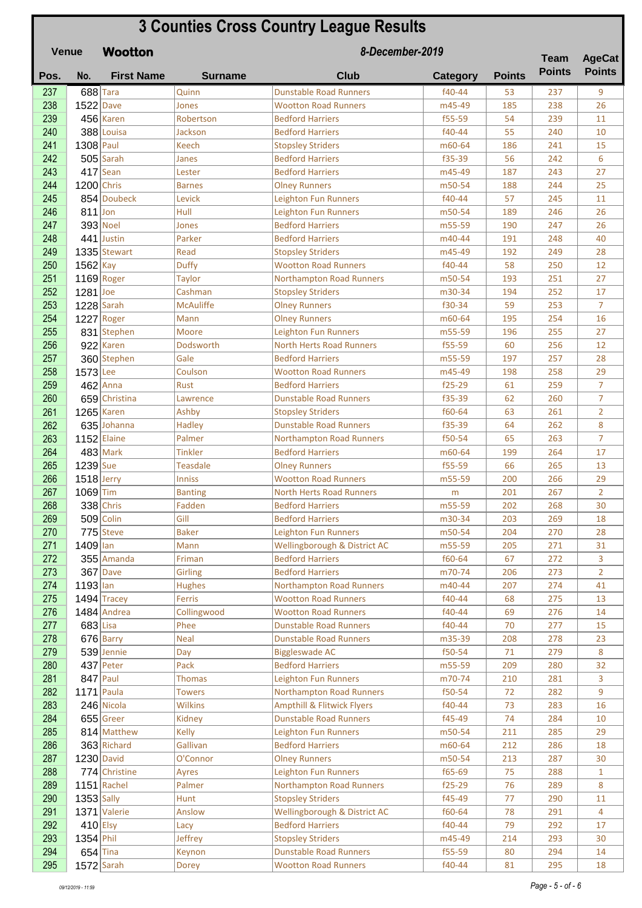# 3 Counties Cross Country League Results

**Venue** **Wootton** *8-December-2019*

| Pos. | No. | First Name | Surname | Club | Category | Points | Team Points | AgeCat Points |
|---|---|---|---|---|---|---|---|---|
| 237 | 688 | Tara | Quinn | Dunstable Road Runners | f40-44 | 53 | 237 | 9 |
| 238 | 1522 | Dave | Jones | Wootton Road Runners | m45-49 | 185 | 238 | 26 |
| 239 | 456 | Karen | Robertson | Bedford Harriers | f55-59 | 54 | 239 | 11 |
| 240 | 388 | Louisa | Jackson | Bedford Harriers | f40-44 | 55 | 240 | 10 |
| 241 | 1308 | Paul | Keech | Stopsley Striders | m60-64 | 186 | 241 | 15 |
| 242 | 505 | Sarah | Janes | Bedford Harriers | f35-39 | 56 | 242 | 6 |
| 243 | 417 | Sean | Lester | Bedford Harriers | m45-49 | 187 | 243 | 27 |
| 244 | 1200 | Chris | Barnes | Olney Runners | m50-54 | 188 | 244 | 25 |
| 245 | 854 | Doubeck | Levick | Leighton Fun Runners | f40-44 | 57 | 245 | 11 |
| 246 | 811 | Jon | Hull | Leighton Fun Runners | m50-54 | 189 | 246 | 26 |
| 247 | 393 | Noel | Jones | Bedford Harriers | m55-59 | 190 | 247 | 26 |
| 248 | 441 | Justin | Parker | Bedford Harriers | m40-44 | 191 | 248 | 40 |
| 249 | 1335 | Stewart | Read | Stopsley Striders | m45-49 | 192 | 249 | 28 |
| 250 | 1562 | Kay | Duffy | Wootton Road Runners | f40-44 | 58 | 250 | 12 |
| 251 | 1169 | Roger | Taylor | Northampton Road Runners | m50-54 | 193 | 251 | 27 |
| 252 | 1281 | Joe | Cashman | Stopsley Striders | m30-34 | 194 | 252 | 17 |
| 253 | 1228 | Sarah | McAuliffe | Olney Runners | f30-34 | 59 | 253 | 7 |
| 254 | 1227 | Roger | Mann | Olney Runners | m60-64 | 195 | 254 | 16 |
| 255 | 831 | Stephen | Moore | Leighton Fun Runners | m55-59 | 196 | 255 | 27 |
| 256 | 922 | Karen | Dodsworth | North Herts Road Runners | f55-59 | 60 | 256 | 12 |
| 257 | 360 | Stephen | Gale | Bedford Harriers | m55-59 | 197 | 257 | 28 |
| 258 | 1573 | Lee | Coulson | Wootton Road Runners | m45-49 | 198 | 258 | 29 |
| 259 | 462 | Anna | Rust | Bedford Harriers | f25-29 | 61 | 259 | 7 |
| 260 | 659 | Christina | Lawrence | Dunstable Road Runners | f35-39 | 62 | 260 | 7 |
| 261 | 1265 | Karen | Ashby | Stopsley Striders | f60-64 | 63 | 261 | 2 |
| 262 | 635 | Johanna | Hadley | Dunstable Road Runners | f35-39 | 64 | 262 | 8 |
| 263 | 1152 | Elaine | Palmer | Northampton Road Runners | f50-54 | 65 | 263 | 7 |
| 264 | 483 | Mark | Tinkler | Bedford Harriers | m60-64 | 199 | 264 | 17 |
| 265 | 1239 | Sue | Teasdale | Olney Runners | f55-59 | 66 | 265 | 13 |
| 266 | 1518 | Jerry | Inniss | Wootton Road Runners | m55-59 | 200 | 266 | 29 |
| 267 | 1069 | Tim | Banting | North Herts Road Runners | m | 201 | 267 | 2 |
| 268 | 338 | Chris | Fadden | Bedford Harriers | m55-59 | 202 | 268 | 30 |
| 269 | 509 | Colin | Gill | Bedford Harriers | m30-34 | 203 | 269 | 18 |
| 270 | 775 | Steve | Baker | Leighton Fun Runners | m50-54 | 204 | 270 | 28 |
| 271 | 1409 | Ian | Mann | Wellingborough & District AC | m55-59 | 205 | 271 | 31 |
| 272 | 355 | Amanda | Friman | Bedford Harriers | f60-64 | 67 | 272 | 3 |
| 273 | 367 | Dave | Girling | Bedford Harriers | m70-74 | 206 | 273 | 2 |
| 274 | 1193 | Ian | Hughes | Northampton Road Runners | m40-44 | 207 | 274 | 41 |
| 275 | 1494 | Tracey | Ferris | Wootton Road Runners | f40-44 | 68 | 275 | 13 |
| 276 | 1484 | Andrea | Collingwood | Wootton Road Runners | f40-44 | 69 | 276 | 14 |
| 277 | 683 | Lisa | Phee | Dunstable Road Runners | f40-44 | 70 | 277 | 15 |
| 278 | 676 | Barry | Neal | Dunstable Road Runners | m35-39 | 208 | 278 | 23 |
| 279 | 539 | Jennie | Day | Biggleswade AC | f50-54 | 71 | 279 | 8 |
| 280 | 437 | Peter | Pack | Bedford Harriers | m55-59 | 209 | 280 | 32 |
| 281 | 847 | Paul | Thomas | Leighton Fun Runners | m70-74 | 210 | 281 | 3 |
| 282 | 1171 | Paula | Towers | Northampton Road Runners | f50-54 | 72 | 282 | 9 |
| 283 | 246 | Nicola | Wilkins | Ampthill & Flitwick Flyers | f40-44 | 73 | 283 | 16 |
| 284 | 655 | Greer | Kidney | Dunstable Road Runners | f45-49 | 74 | 284 | 10 |
| 285 | 814 | Matthew | Kelly | Leighton Fun Runners | m50-54 | 211 | 285 | 29 |
| 286 | 363 | Richard | Gallivan | Bedford Harriers | m60-64 | 212 | 286 | 18 |
| 287 | 1230 | David | O'Connor | Olney Runners | m50-54 | 213 | 287 | 30 |
| 288 | 774 | Christine | Ayres | Leighton Fun Runners | f65-69 | 75 | 288 | 1 |
| 289 | 1151 | Rachel | Palmer | Northampton Road Runners | f25-29 | 76 | 289 | 8 |
| 290 | 1353 | Sally | Hunt | Stopsley Striders | f45-49 | 77 | 290 | 11 |
| 291 | 1371 | Valerie | Anslow | Wellingborough & District AC | f60-64 | 78 | 291 | 4 |
| 292 | 410 | Elsy | Lacy | Bedford Harriers | f40-44 | 79 | 292 | 17 |
| 293 | 1354 | Phil | Jeffrey | Stopsley Striders | m45-49 | 214 | 293 | 30 |
| 294 | 654 | Tina | Keynon | Dunstable Road Runners | f55-59 | 80 | 294 | 14 |
| 295 | 1572 | Sarah | Dorey | Wootton Road Runners | f40-44 | 81 | 295 | 18 |

09/12/2019 - 11:59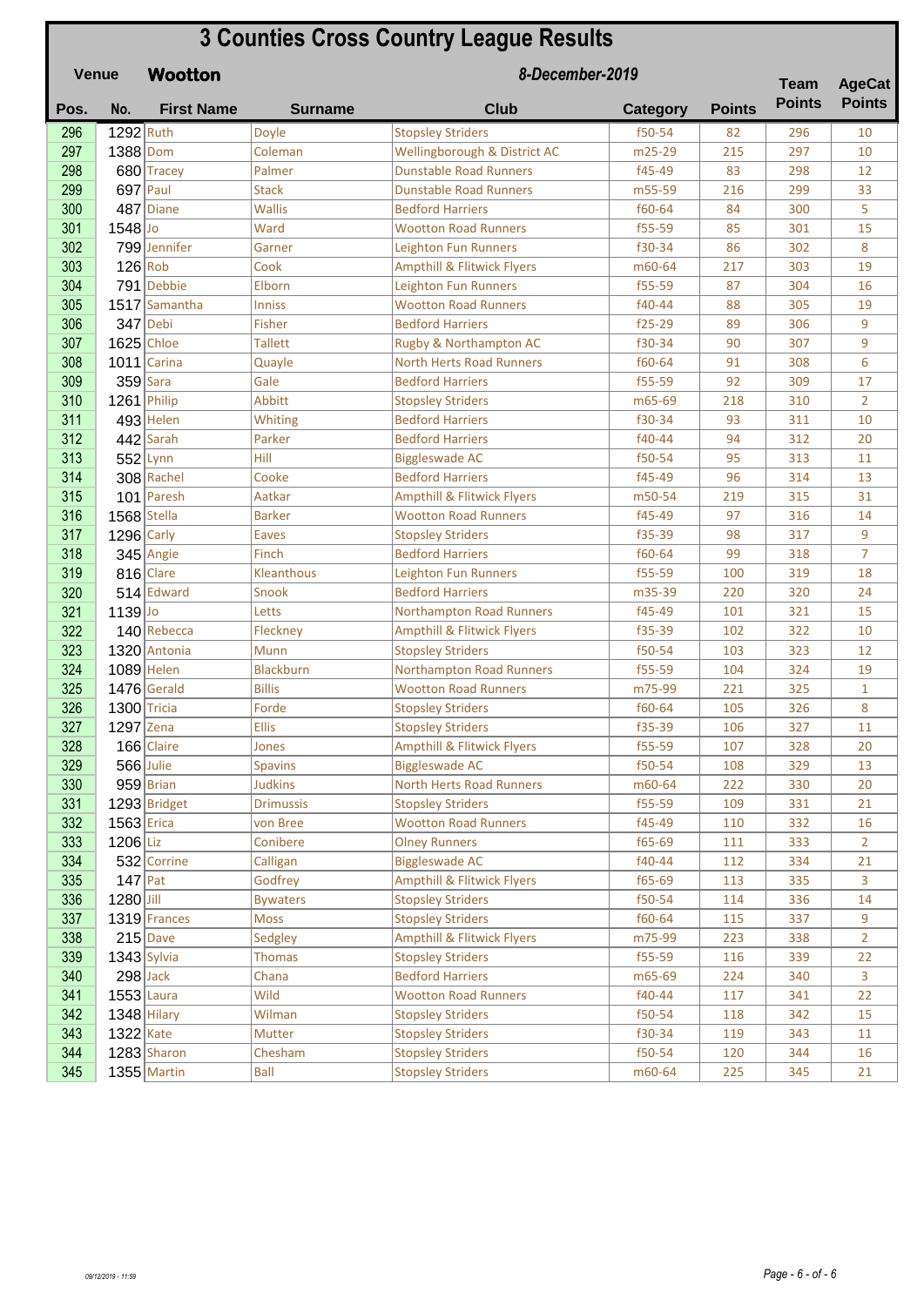# 3 Counties Cross Country League Results

| Venue | Wootton | | | 8-December-2019 | | | | |
|---|---|---|---|---|---|---|---|---|
| **Pos.** | **No.** | **First Name** | **Surname** | **Club** | **Category** | **Points** | **Team Points** | **AgeCat Points** |
| 296 | 1292 | Ruth | Doyle | Stopsley Striders | f50-54 | 82 | 296 | 10 |
| 297 | 1388 | Dom | Coleman | Wellingborough & District AC | m25-29 | 215 | 297 | 10 |
| 298 | 680 | Tracey | Palmer | Dunstable Road Runners | f45-49 | 83 | 298 | 12 |
| 299 | 697 | Paul | Stack | Dunstable Road Runners | m55-59 | 216 | 299 | 33 |
| 300 | 487 | Diane | Wallis | Bedford Harriers | f60-64 | 84 | 300 | 5 |
| 301 | 1548 | Jo | Ward | Wootton Road Runners | f55-59 | 85 | 301 | 15 |
| 302 | 799 | Jennifer | Garner | Leighton Fun Runners | f30-34 | 86 | 302 | 8 |
| 303 | 126 | Rob | Cook | Ampthill & Flitwick Flyers | m60-64 | 217 | 303 | 19 |
| 304 | 791 | Debbie | Elborn | Leighton Fun Runners | f55-59 | 87 | 304 | 16 |
| 305 | 1517 | Samantha | Inniss | Wootton Road Runners | f40-44 | 88 | 305 | 19 |
| 306 | 347 | Debi | Fisher | Bedford Harriers | f25-29 | 89 | 306 | 9 |
| 307 | 1625 | Chloe | Tallett | Rugby & Northampton AC | f30-34 | 90 | 307 | 9 |
| 308 | 1011 | Carina | Quayle | North Herts Road Runners | f60-64 | 91 | 308 | 6 |
| 309 | 359 | Sara | Gale | Bedford Harriers | f55-59 | 92 | 309 | 17 |
| 310 | 1261 | Philip | Abbitt | Stopsley Striders | m65-69 | 218 | 310 | 2 |
| 311 | 493 | Helen | Whiting | Bedford Harriers | f30-34 | 93 | 311 | 10 |
| 312 | 442 | Sarah | Parker | Bedford Harriers | f40-44 | 94 | 312 | 20 |
| 313 | 552 | Lynn | Hill | Biggleswade AC | f50-54 | 95 | 313 | 11 |
| 314 | 308 | Rachel | Cooke | Bedford Harriers | f45-49 | 96 | 314 | 13 |
| 315 | 101 | Paresh | Aatkar | Ampthill & Flitwick Flyers | m50-54 | 219 | 315 | 31 |
| 316 | 1568 | Stella | Barker | Wootton Road Runners | f45-49 | 97 | 316 | 14 |
| 317 | 1296 | Carly | Eaves | Stopsley Striders | f35-39 | 98 | 317 | 9 |
| 318 | 345 | Angie | Finch | Bedford Harriers | f60-64 | 99 | 318 | 7 |
| 319 | 816 | Clare | Kleanthous | Leighton Fun Runners | f55-59 | 100 | 319 | 18 |
| 320 | 514 | Edward | Snook | Bedford Harriers | m35-39 | 220 | 320 | 24 |
| 321 | 1139 | Jo | Letts | Northampton Road Runners | f45-49 | 101 | 321 | 15 |
| 322 | 140 | Rebecca | Fleckney | Ampthill & Flitwick Flyers | f35-39 | 102 | 322 | 10 |
| 323 | 1320 | Antonia | Munn | Stopsley Striders | f50-54 | 103 | 323 | 12 |
| 324 | 1089 | Helen | Blackburn | Northampton Road Runners | f55-59 | 104 | 324 | 19 |
| 325 | 1476 | Gerald | Billis | Wootton Road Runners | m75-99 | 221 | 325 | 1 |
| 326 | 1300 | Tricia | Forde | Stopsley Striders | f60-64 | 105 | 326 | 8 |
| 327 | 1297 | Zena | Ellis | Stopsley Striders | f35-39 | 106 | 327 | 11 |
| 328 | 166 | Claire | Jones | Ampthill & Flitwick Flyers | f55-59 | 107 | 328 | 20 |
| 329 | 566 | Julie | Spavins | Biggleswade AC | f50-54 | 108 | 329 | 13 |
| 330 | 959 | Brian | Judkins | North Herts Road Runners | m60-64 | 222 | 330 | 20 |
| 331 | 1293 | Bridget | Drimussis | Stopsley Striders | f55-59 | 109 | 331 | 21 |
| 332 | 1563 | Erica | von Bree | Wootton Road Runners | f45-49 | 110 | 332 | 16 |
| 333 | 1206 | Liz | Conibere | Olney Runners | f65-69 | 111 | 333 | 2 |
| 334 | 532 | Corrine | Calligan | Biggleswade AC | f40-44 | 112 | 334 | 21 |
| 335 | 147 | Pat | Godfrey | Ampthill & Flitwick Flyers | f65-69 | 113 | 335 | 3 |
| 336 | 1280 | Jill | Bywaters | Stopsley Striders | f50-54 | 114 | 336 | 14 |
| 337 | 1319 | Frances | Moss | Stopsley Striders | f60-64 | 115 | 337 | 9 |
| 338 | 215 | Dave | Sedgley | Ampthill & Flitwick Flyers | m75-99 | 223 | 338 | 2 |
| 339 | 1343 | Sylvia | Thomas | Stopsley Striders | f55-59 | 116 | 339 | 22 |
| 340 | 298 | Jack | Chana | Bedford Harriers | m65-69 | 224 | 340 | 3 |
| 341 | 1553 | Laura | Wild | Wootton Road Runners | f40-44 | 117 | 341 | 22 |
| 342 | 1348 | Hilary | Wilman | Stopsley Striders | f50-54 | 118 | 342 | 15 |
| 343 | 1322 | Kate | Mutter | Stopsley Striders | f30-34 | 119 | 343 | 11 |
| 344 | 1283 | Sharon | Chesham | Stopsley Striders | f50-54 | 120 | 344 | 16 |
| 345 | 1355 | Martin | Ball | Stopsley Striders | m60-64 | 225 | 345 | 21 |

09/12/2019 - 11:59